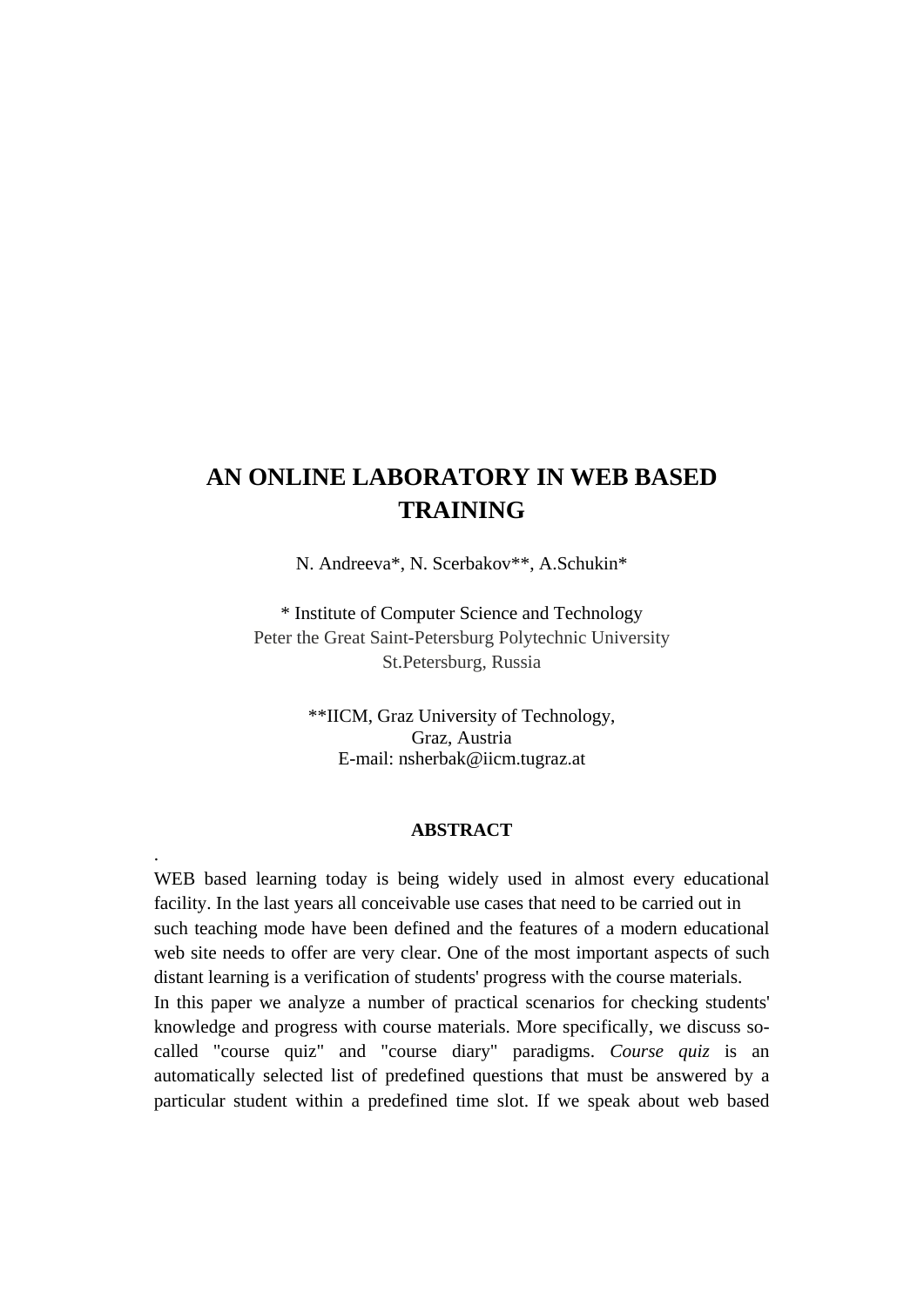# AN ONLINE LABORATORY IN WEB BASED TRAINING

N. Andreeva*, N. Scerbakov**, A.Schukin*

* Institute of Computer Science and Technology
Peter the Great Saint-Petersburg Polytechnic University
St.Petersburg, Russia

**IICM, Graz University of Technology,
Graz, Austria
E-mail: nsherbak@iicm.tugraz.at

## ABSTRACT

.

WEB based learning today is being widely used in almost every educational facility. In the last years all conceivable use cases that need to be carried out in such teaching mode have been defined and the features of a modern educational web site needs to offer are very clear. One of the most important aspects of such distant learning is a verification of students' progress with the course materials.

In this paper we analyze a number of practical scenarios for checking students' knowledge and progress with course materials. More specifically, we discuss so-called "course quiz" and "course diary" paradigms. *Course quiz* is an automatically selected list of predefined questions that must be answered by a particular student within a predefined time slot. If we speak about web based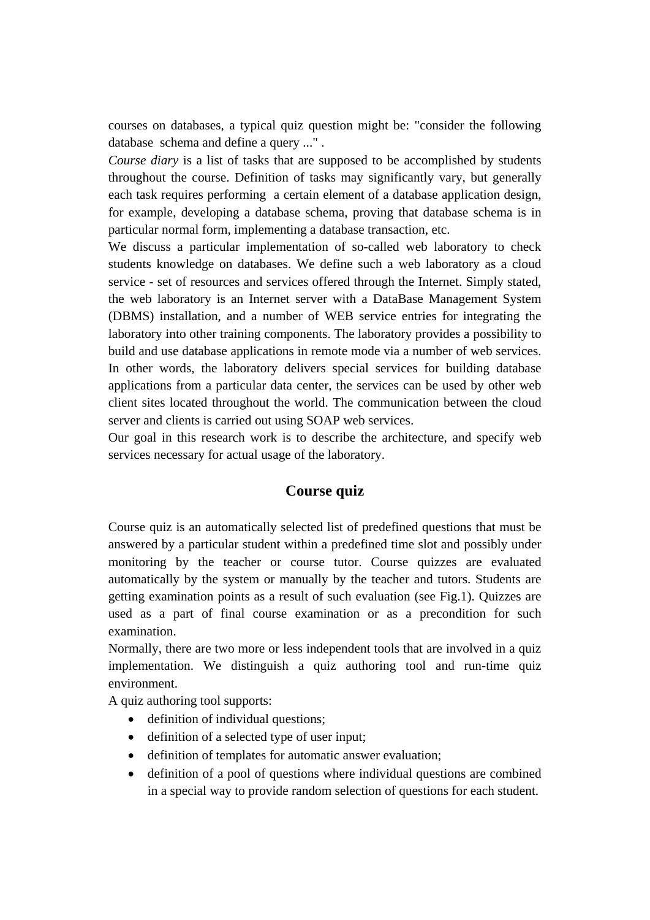courses on databases, a typical quiz question might be: "consider the following database  schema and define a query ..." .

*Course diary* is a list of tasks that are supposed to be accomplished by students throughout the course. Definition of tasks may significantly vary, but generally each task requires performing  a certain element of a database application design, for example, developing a database schema, proving that database schema is in particular normal form, implementing a database transaction, etc.

We discuss a particular implementation of so-called web laboratory to check students knowledge on databases. We define such a web laboratory as a cloud service - set of resources and services offered through the Internet. Simply stated, the web laboratory is an Internet server with a DataBase Management System (DBMS) installation, and a number of WEB service entries for integrating the laboratory into other training components. The laboratory provides a possibility to build and use database applications in remote mode via a number of web services. In other words, the laboratory delivers special services for building database applications from a particular data center, the services can be used by other web client sites located throughout the world. The communication between the cloud server and clients is carried out using SOAP web services.

Our goal in this research work is to describe the architecture, and specify web services necessary for actual usage of the laboratory.

## Course quiz

Course quiz is an automatically selected list of predefined questions that must be answered by a particular student within a predefined time slot and possibly under monitoring by the teacher or course tutor. Course quizzes are evaluated automatically by the system or manually by the teacher and tutors. Students are getting examination points as a result of such evaluation (see Fig.1). Quizzes are used as a part of final course examination or as a precondition for such examination.

Normally, there are two more or less independent tools that are involved in a quiz implementation. We distinguish a quiz authoring tool and run-time quiz environment.

A quiz authoring tool supports:

- definition of individual questions;
- definition of a selected type of user input;
- definition of templates for automatic answer evaluation;
- definition of a pool of questions where individual questions are combined in a special way to provide random selection of questions for each student.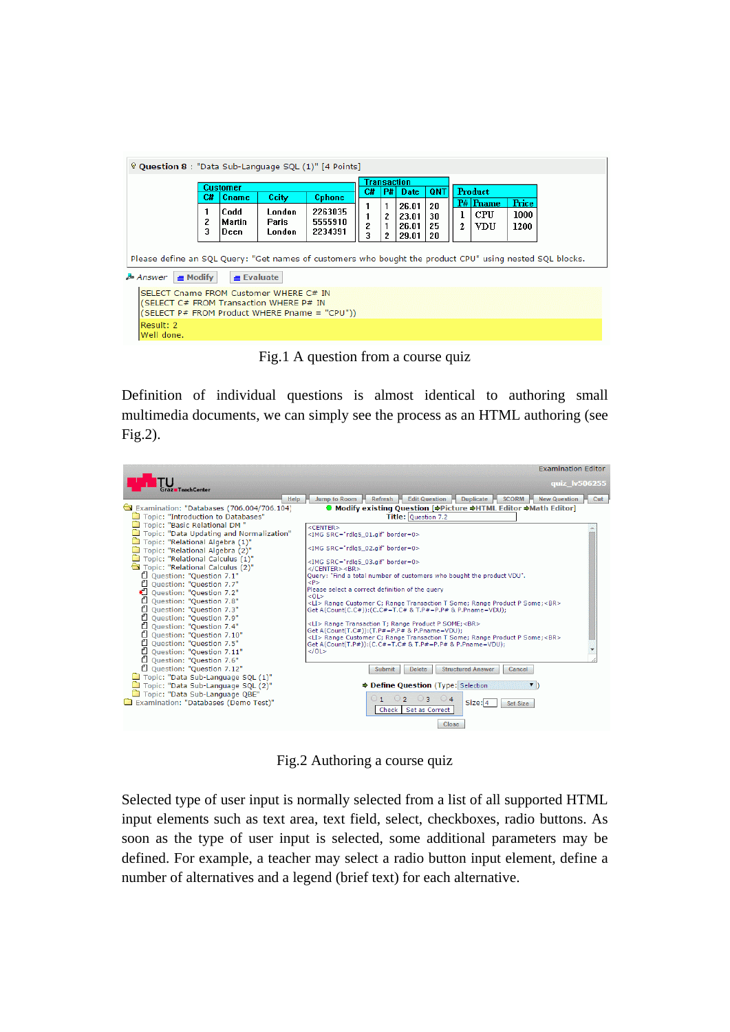Fig.1 A question from a course quiz

Definition of individual questions is almost identical to authoring small multimedia documents, we can simply see the process as an HTML authoring (see Fig.2).

Fig.2 Authoring a course quiz

Selected type of user input is normally selected from a list of all supported HTML input elements such as text area, text field, select, checkboxes, radio buttons. As soon as the type of user input is selected, some additional parameters may be defined. For example, a teacher may select a radio button input element, define a number of alternatives and a legend (brief text) for each alternative.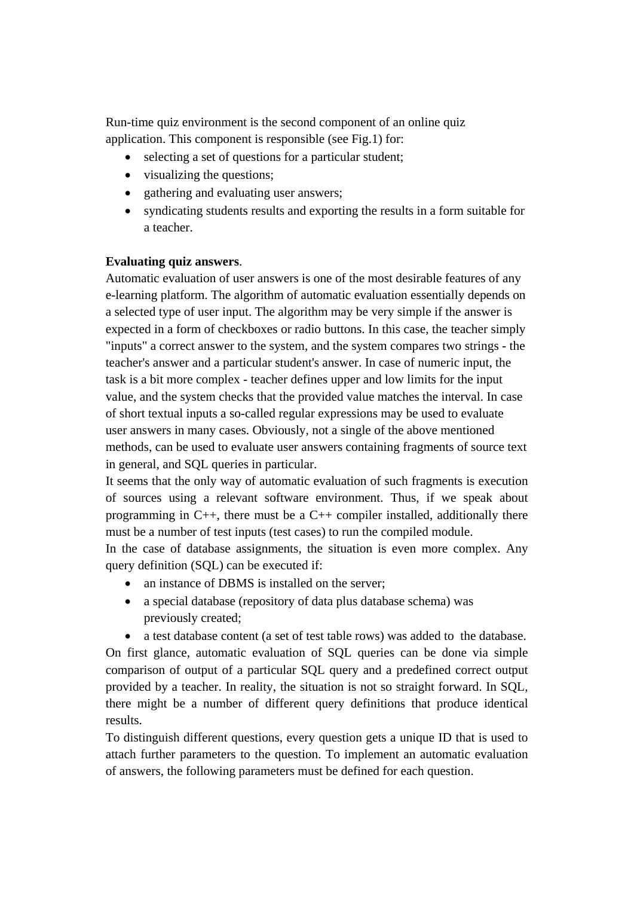Run-time quiz environment is the second component of an online quiz application. This component is responsible (see Fig.1) for:

- selecting a set of questions for a particular student;
- visualizing the questions;
- gathering and evaluating user answers;
- syndicating students results and exporting the results in a form suitable for a teacher.

**Evaluating quiz answers**.

Automatic evaluation of user answers is one of the most desirable features of any e-learning platform. The algorithm of automatic evaluation essentially depends on a selected type of user input. The algorithm may be very simple if the answer is expected in a form of checkboxes or radio buttons. In this case, the teacher simply "inputs" a correct answer to the system, and the system compares two strings - the teacher's answer and a particular student's answer. In case of numeric input, the task is a bit more complex - teacher defines upper and low limits for the input value, and the system checks that the provided value matches the interval. In case of short textual inputs a so-called regular expressions may be used to evaluate user answers in many cases. Obviously, not a single of the above mentioned methods, can be used to evaluate user answers containing fragments of source text in general, and SQL queries in particular.

It seems that the only way of automatic evaluation of such fragments is execution of sources using a relevant software environment. Thus, if we speak about programming in C++, there must be a C++ compiler installed, additionally there must be a number of test inputs (test cases) to run the compiled module.

In the case of database assignments, the situation is even more complex. Any query definition (SQL) can be executed if:

- an instance of DBMS is installed on the server;
- a special database (repository of data plus database schema) was previously created;
- a test database content (a set of test table rows) was added to the database.

On first glance, automatic evaluation of SQL queries can be done via simple comparison of output of a particular SQL query and a predefined correct output provided by a teacher. In reality, the situation is not so straight forward. In SQL, there might be a number of different query definitions that produce identical results.

To distinguish different questions, every question gets a unique ID that is used to attach further parameters to the question. To implement an automatic evaluation of answers, the following parameters must be defined for each question.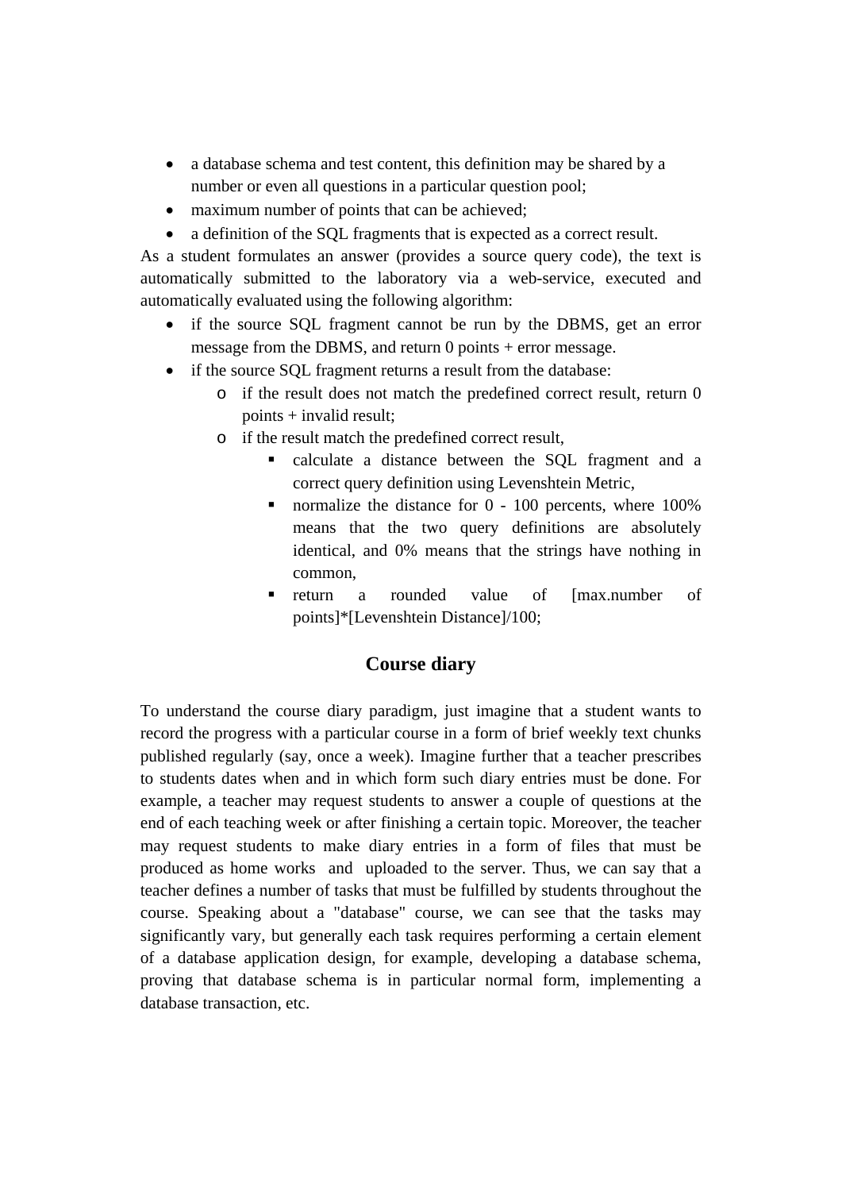- a database schema and test content, this definition may be shared by a number or even all questions in a particular question pool;
- maximum number of points that can be achieved;
- a definition of the SQL fragments that is expected as a correct result.

As a student formulates an answer (provides a source query code), the text is automatically submitted to the laboratory via a web-service, executed and automatically evaluated using the following algorithm:

- if the source SQL fragment cannot be run by the DBMS, get an error message from the DBMS, and return 0 points + error message.
- if the source SQL fragment returns a result from the database:
    - if the result does not match the predefined correct result, return 0 points + invalid result;
    - if the result match the predefined correct result,
        - calculate a distance between the SQL fragment and a correct query definition using Levenshtein Metric,
        - normalize the distance for 0 - 100 percents, where 100% means that the two query definitions are absolutely identical, and 0% means that the strings have nothing in common,
        - return a rounded value of [max.number of points]*[Levenshtein Distance]/100;

## Course diary

To understand the course diary paradigm, just imagine that a student wants to record the progress with a particular course in a form of brief weekly text chunks published regularly (say, once a week). Imagine further that a teacher prescribes to students dates when and in which form such diary entries must be done. For example, a teacher may request students to answer a couple of questions at the end of each teaching week or after finishing a certain topic. Moreover, the teacher may request students to make diary entries in a form of files that must be produced as home works and uploaded to the server. Thus, we can say that a teacher defines a number of tasks that must be fulfilled by students throughout the course. Speaking about a "database" course, we can see that the tasks may significantly vary, but generally each task requires performing a certain element of a database application design, for example, developing a database schema, proving that database schema is in particular normal form, implementing a database transaction, etc.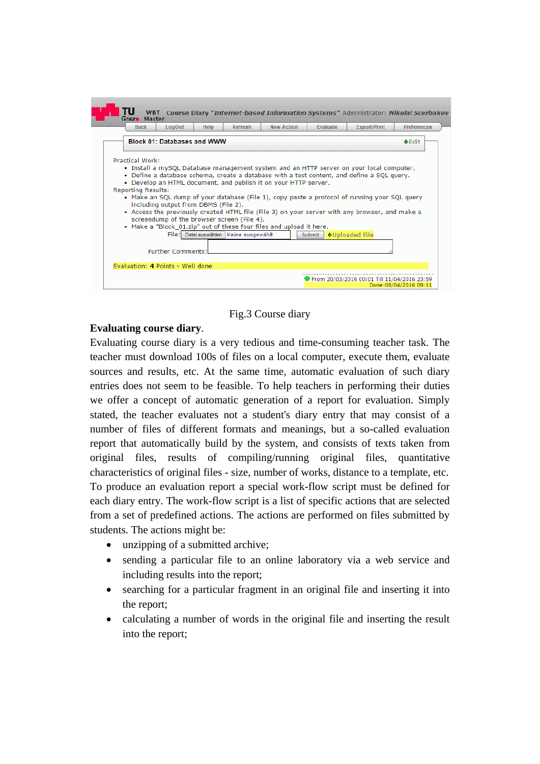Fig.3 Course diary

**Evaluating course diary**.

Evaluating course diary is a very tedious and time-consuming teacher task. The teacher must download 100s of files on a local computer, execute them, evaluate sources and results, etc. At the same time, automatic evaluation of such diary entries does not seem to be feasible. To help teachers in performing their duties we offer a concept of automatic generation of a report for evaluation. Simply stated, the teacher evaluates not a student's diary entry that may consist of a number of files of different formats and meanings, but a so-called evaluation report that automatically build by the system, and consists of texts taken from original files, results of compiling/running original files, quantitative characteristics of original files - size, number of works, distance to a template, etc. To produce an evaluation report a special work-flow script must be defined for each diary entry. The work-flow script is a list of specific actions that are selected from a set of predefined actions. The actions are performed on files submitted by students. The actions might be:

- unzipping of a submitted archive;
- sending a particular file to an online laboratory via a web service and including results into the report;
- searching for a particular fragment in an original file and inserting it into the report;
- calculating a number of words in the original file and inserting the result into the report;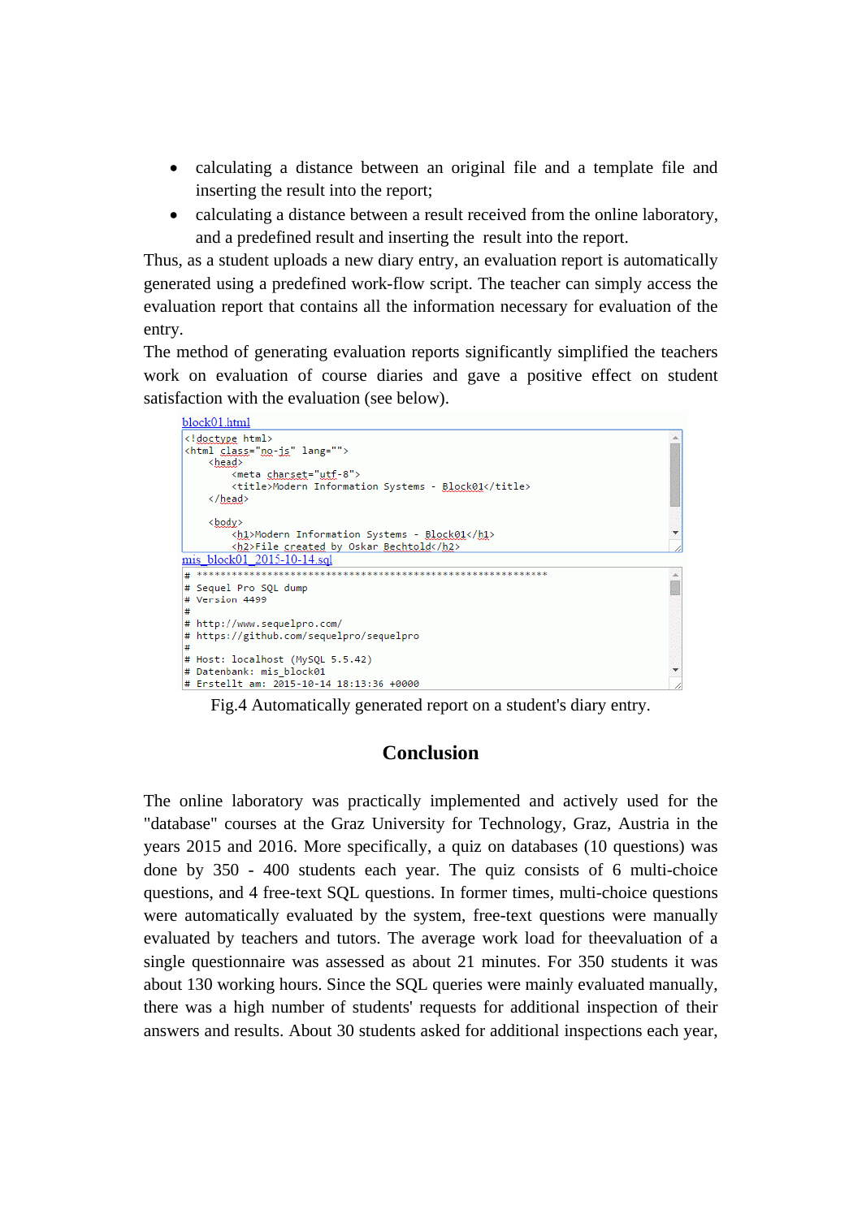- calculating a distance between an original file and a template file and inserting the result into the report;
- calculating a distance between a result received from the online laboratory, and a predefined result and inserting the result into the report.

Thus, as a student uploads a new diary entry, an evaluation report is automatically generated using a predefined work-flow script. The teacher can simply access the evaluation report that contains all the information necessary for evaluation of the entry.

The method of generating evaluation reports significantly simplified the teachers work on evaluation of course diaries and gave a positive effect on student satisfaction with the evaluation (see below).

block01.html

```
<!doctype html>
<html class="no-js" lang="">
    <head>
        <meta charset="utf-8">
        <title>Modern Information Systems - Block01</title>
    </head>

    <body>
        <h1>Modern Information Systems - Block01</h1>
        <h2>File created by Oskar Bechtold</h2>
```

mis_block01_2015-10-14.sql

```
# ************************************************************
# Sequel Pro SQL dump
# Version 4499
#
# http://www.sequelpro.com/
# https://github.com/sequelpro/sequelpro
#
# Host: localhost (MySQL 5.5.42)
# Datenbank: mis_block01
# Erstellt am: 2015-10-14 18:13:36 +0000
```

Fig.4 Automatically generated report on a student's diary entry.

## Conclusion

The online laboratory was practically implemented and actively used for the "database" courses at the Graz University for Technology, Graz, Austria in the years 2015 and 2016. More specifically, a quiz on databases (10 questions) was done by 350 - 400 students each year. The quiz consists of 6 multi-choice questions, and 4 free-text SQL questions. In former times, multi-choice questions were automatically evaluated by the system, free-text questions were manually evaluated by teachers and tutors. The average work load for theevaluation of a single questionnaire was assessed as about 21 minutes. For 350 students it was about 130 working hours. Since the SQL queries were mainly evaluated manually, there was a high number of students' requests for additional inspection of their answers and results. About 30 students asked for additional inspections each year,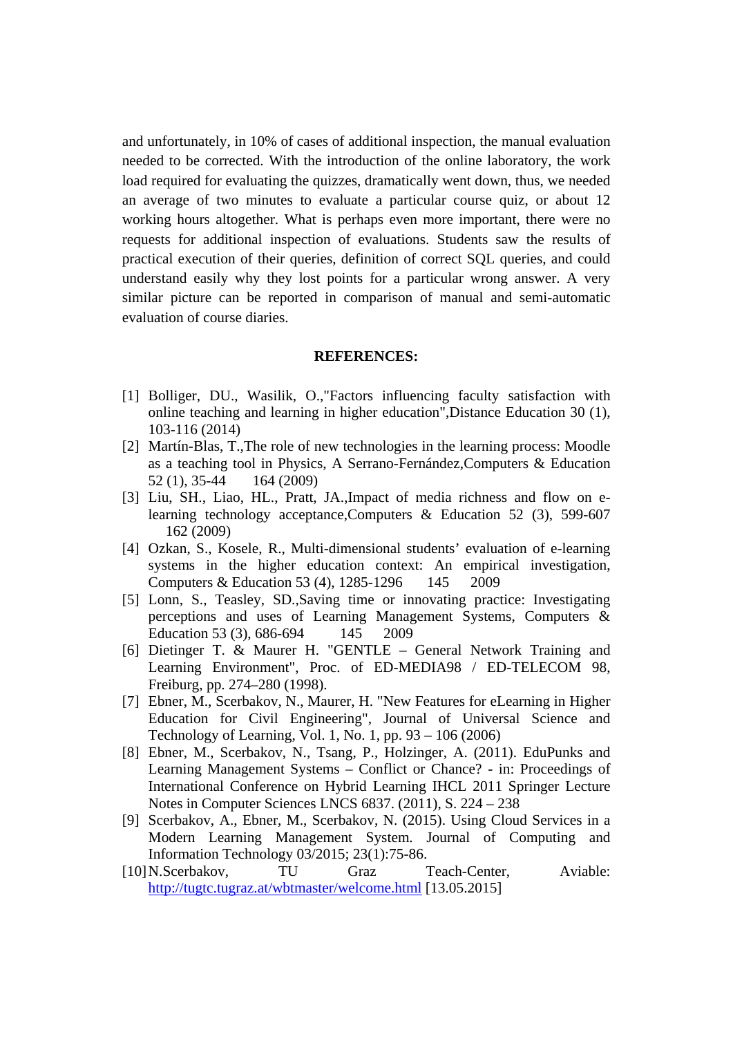and unfortunately, in 10% of cases of additional inspection, the manual evaluation needed to be corrected. With the introduction of the online laboratory, the work load required for evaluating the quizzes, dramatically went down, thus, we needed an average of two minutes to evaluate a particular course quiz, or about 12 working hours altogether. What is perhaps even more important, there were no requests for additional inspection of evaluations. Students saw the results of practical execution of their queries, definition of correct SQL queries, and could understand easily why they lost points for a particular wrong answer. A very similar picture can be reported in comparison of manual and semi-automatic evaluation of course diaries.

## REFERENCES:

[1] Bolliger, DU., Wasilik, O.,"Factors influencing faculty satisfaction with online teaching and learning in higher education",Distance Education 30 (1), 103-116 (2014)

[2] Martín-Blas, T.,The role of new technologies in the learning process: Moodle as a teaching tool in Physics, A Serrano-Fernández,Computers & Education 52 (1), 35-44 164 (2009)

[3] Liu, SH., Liao, HL., Pratt, JA.,Impact of media richness and flow on e-learning technology acceptance,Computers & Education 52 (3), 599-607 162 (2009)

[4] Ozkan, S., Kosele, R., Multi-dimensional students' evaluation of e-learning systems in the higher education context: An empirical investigation, Computers & Education 53 (4), 1285-1296 145 2009

[5] Lonn, S., Teasley, SD.,Saving time or innovating practice: Investigating perceptions and uses of Learning Management Systems, Computers & Education 53 (3), 686-694 145 2009

[6] Dietinger T. & Maurer H. "GENTLE – General Network Training and Learning Environment", Proc. of ED-MEDIA98 / ED-TELECOM 98, Freiburg, pp. 274–280 (1998).

[7] Ebner, M., Scerbakov, N., Maurer, H. "New Features for eLearning in Higher Education for Civil Engineering", Journal of Universal Science and Technology of Learning, Vol. 1, No. 1, pp. 93 – 106 (2006)

[8] Ebner, M., Scerbakov, N., Tsang, P., Holzinger, A. (2011). EduPunks and Learning Management Systems – Conflict or Chance? - in: Proceedings of International Conference on Hybrid Learning IHCL 2011 Springer Lecture Notes in Computer Sciences LNCS 6837. (2011), S. 224 – 238

[9] Scerbakov, A., Ebner, M., Scerbakov, N. (2015). Using Cloud Services in a Modern Learning Management System. Journal of Computing and Information Technology 03/2015; 23(1):75-86.

[10] N.Scerbakov, TU Graz Teach-Center, Aviable: http://tugtc.tugraz.at/wbtmaster/welcome.html [13.05.2015]